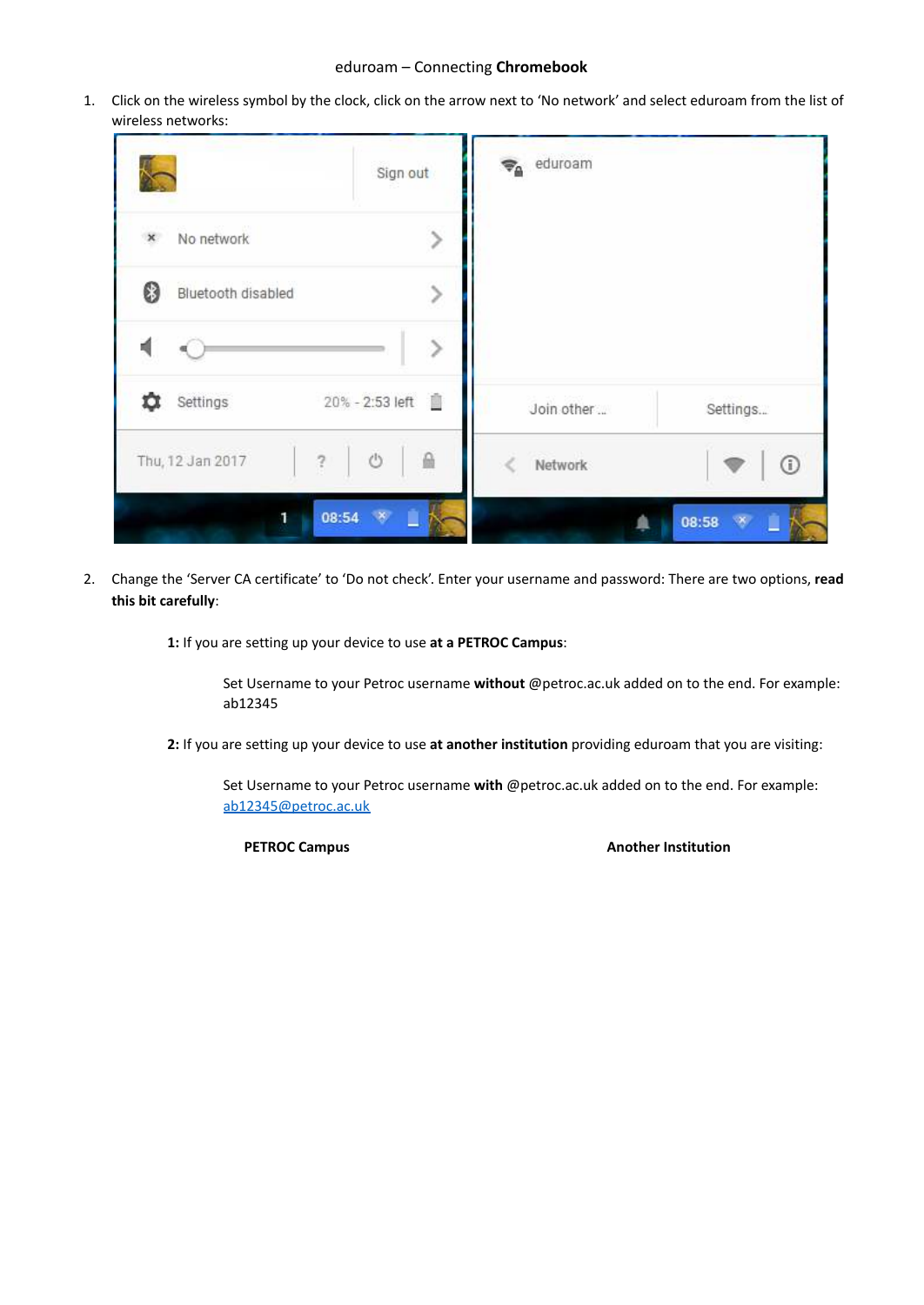eduroam – Connecting **Chromebook**

1. Click on the wireless symbol by the clock, click on the arrow next to 'No network' and select eduroam from the list of wireless networks:

2. Change the 'Server CA certificate' to 'Do not check'. Enter your username and password: There are two options, **read this bit carefully**:

   **1:** If you are setting up your device to use **at a PETROC Campus**:

   Set Username to your Petroc username **without** @petroc.ac.uk added on to the end. For example: ab12345

   **2:** If you are setting up your device to use **at another institution** providing eduroam that you are visiting:

   Set Username to your Petroc username **with** @petroc.ac.uk added on to the end. For example: ab12345@petroc.ac.uk

**PETROC Campus** **Another Institution**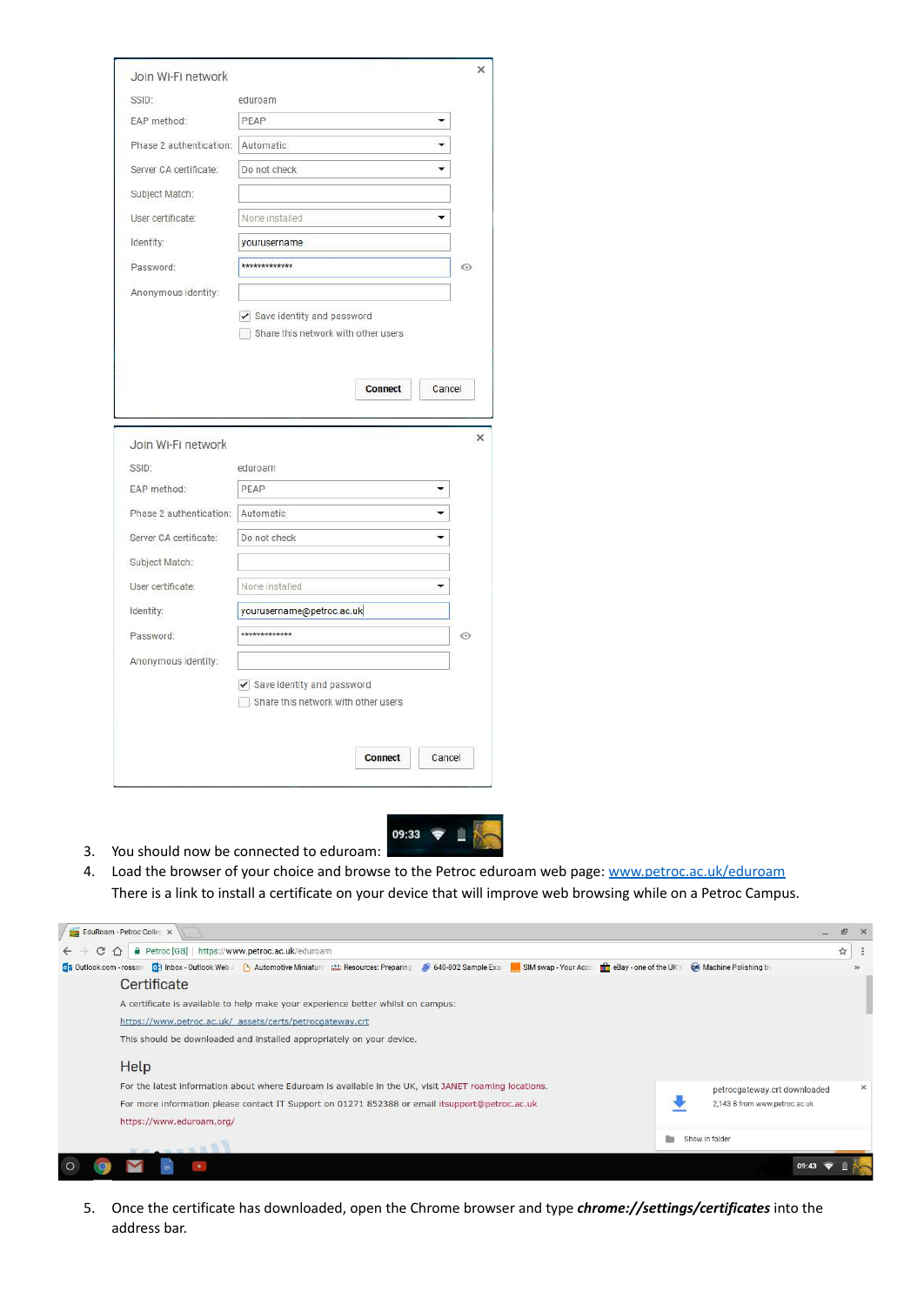Join Wi-Fi network

| | |
|---|---|
| SSID: | eduroam |
| EAP method: | PEAP |
| Phase 2 authentication: | Automatic |
| Server CA certificate: | Do not check |
| Subject Match: | |
| User certificate: | None installed |
| Identity: | yourusername |
| Password: | ************* |
| Anonymous identity: | |

- [x] Save identity and password
- [ ] Share this network with other users

Connect | Cancel

Join Wi-Fi network

| | |
|---|---|
| SSID: | eduroam |
| EAP method: | PEAP |
| Phase 2 authentication: | Automatic |
| Server CA certificate: | Do not check |
| Subject Match: | |
| User certificate: | None installed |
| Identity: | yourusername@petroc.ac.uk |
| Password: | ************* |
| Anonymous identity: | |

- [x] Save identity and password
- [ ] Share this network with other users

Connect | Cancel

3. You should now be connected to eduroam: 09:33
4. Load the browser of your choice and browse to the Petroc eduroam web page: [www.petroc.ac.uk/eduroam](http://www.petroc.ac.uk/eduroam)
   There is a link to install a certificate on your device that will improve web browsing while on a Petroc Campus.

## Certificate

A certificate is available to help make your experience better whilst on campus:

https://www.petroc.ac.uk/_assets/certs/petrocgateway.crt

This should be downloaded and installed appropriately on your device.

## Help

For the latest information about where Eduroam is available in the UK, visit JANET roaming locations.

For more information please contact IT Support on 01271 852388 or email itsupport@petroc.ac.uk

https://www.eduroam.org/

petrocgateway.crt downloaded
2,143 B from www.petroc.ac.uk

5. Once the certificate has downloaded, open the Chrome browser and type ***chrome://settings/certificates*** into the address bar.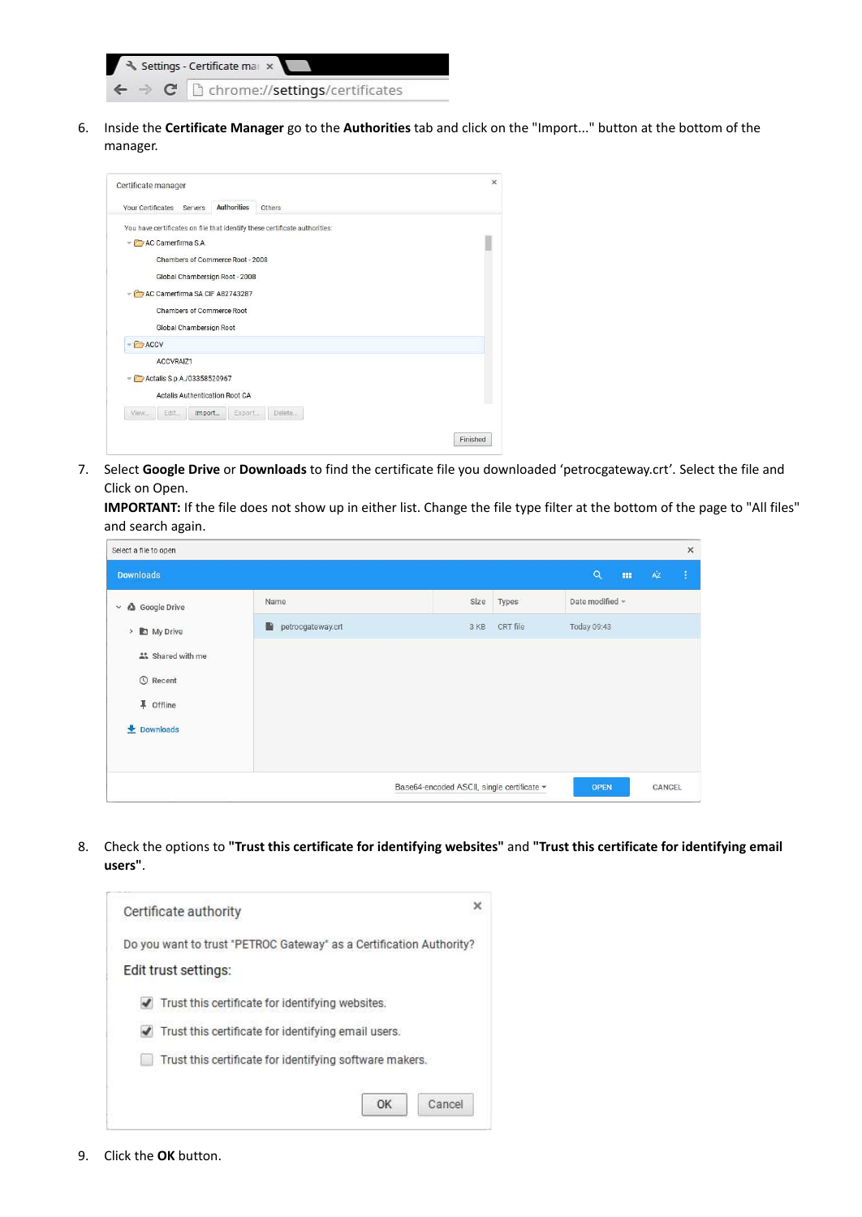6. Inside the **Certificate Manager** go to the **Authorities** tab and click on the "Import..." button at the bottom of the manager.

7. Select **Google Drive** or **Downloads** to find the certificate file you downloaded 'petrocgateway.crt'. Select the file and Click on Open.
   **IMPORTANT:** If the file does not show up in either list. Change the file type filter at the bottom of the page to "All files" and search again.

8. Check the options to **"Trust this certificate for identifying websites"** and **"Trust this certificate for identifying email users"**.

9. Click the **OK** button.